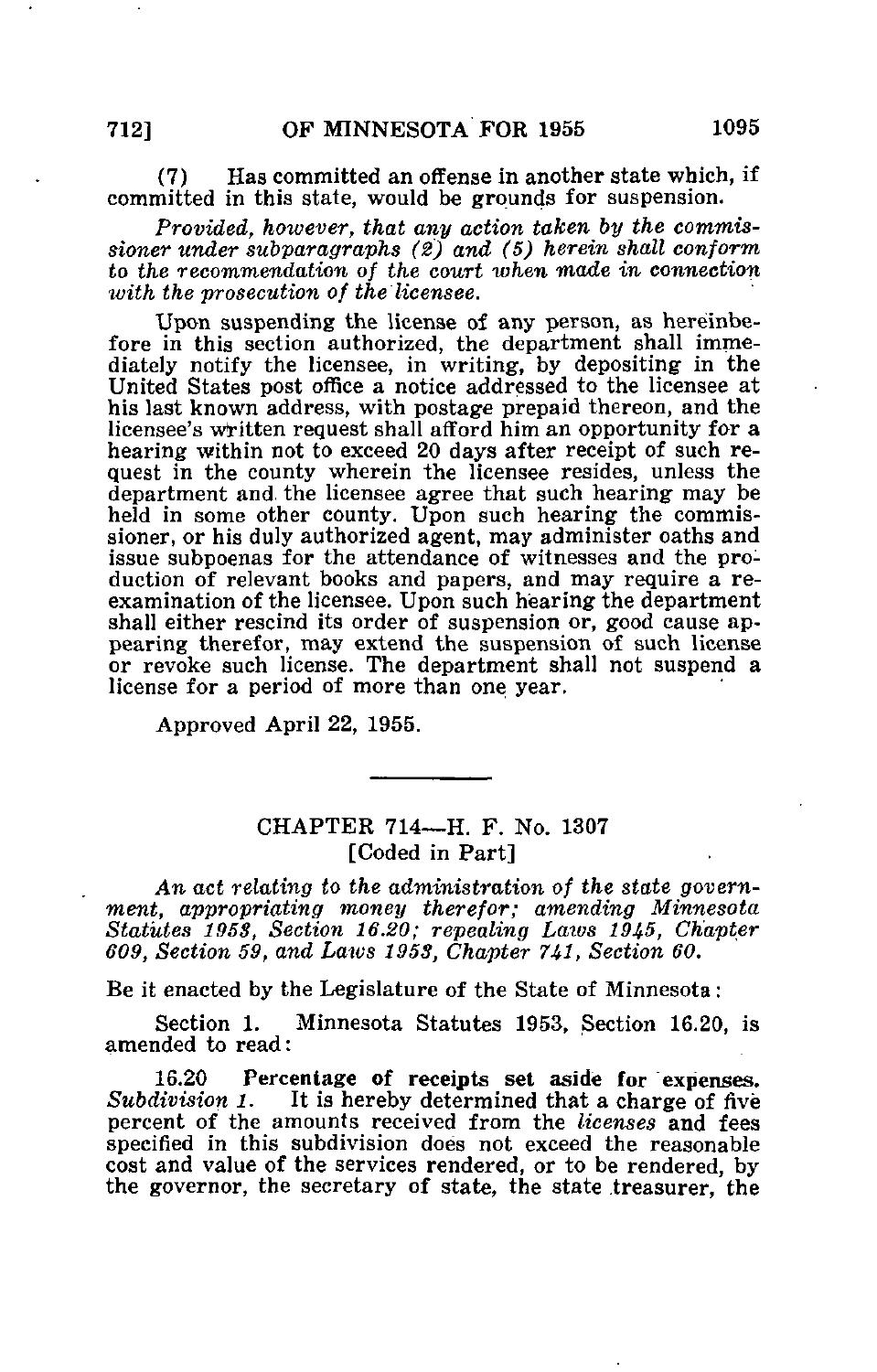(7) Has committed an offense in another state which, if committed in this state, would be grounds for suspension.

*Provided, however, that any action taken by the commissioner under subparagraphs (2) and (5) herein shall conform to the recommendation of the court when made in connection with the prosecution of the licensee.*

Upon suspending the license of any person, as hereinbefore in this section authorized, the department shall immediately notify the licensee, in writing, by depositing in the United States post office a notice addressed to the licensee at his last known address, with postage prepaid thereon, and the licensee's written request shall afford him an opportunity for a hearing within not to exceed 20 days after receipt of such request in the county wherein the licensee resides, unless the department and the licensee agree that such hearing may be held in some other county. Upon such hearing the commissioner, or his duly authorized agent, may administer oaths and issue subpoenas for the attendance of witnesses and the production of relevant books and papers, and may require a reexamination of the licensee. Upon such hearing the department shall either rescind its order of suspension or, good cause appearing therefor, may extend the suspension of such license or revoke such license. The department shall not suspend a license for a period of more than one year.

Approved April 22, 1955.

---

## CHAPTER 714—H. F. No. 1307
### [Coded in Part]

*An act relating to the administration of the state government, appropriating money therefor; amending Minnesota Statutes 1953, Section 16.20; repealing Laws 1945, Chapter 609, Section 59, and Laws 1953, Chapter 741, Section 60.*

Be it enacted by the Legislature of the State of Minnesota:

Section 1. Minnesota Statutes 1953, Section 16.20, is amended to read:

**16.20 Percentage of receipts set aside for expenses.** *Subdivision 1.* It is hereby determined that a charge of five percent of the amounts received from the *licenses* and fees specified in this subdivision does not exceed the reasonable cost and value of the services rendered, or to be rendered, by the governor, the secretary of state, the state treasurer, the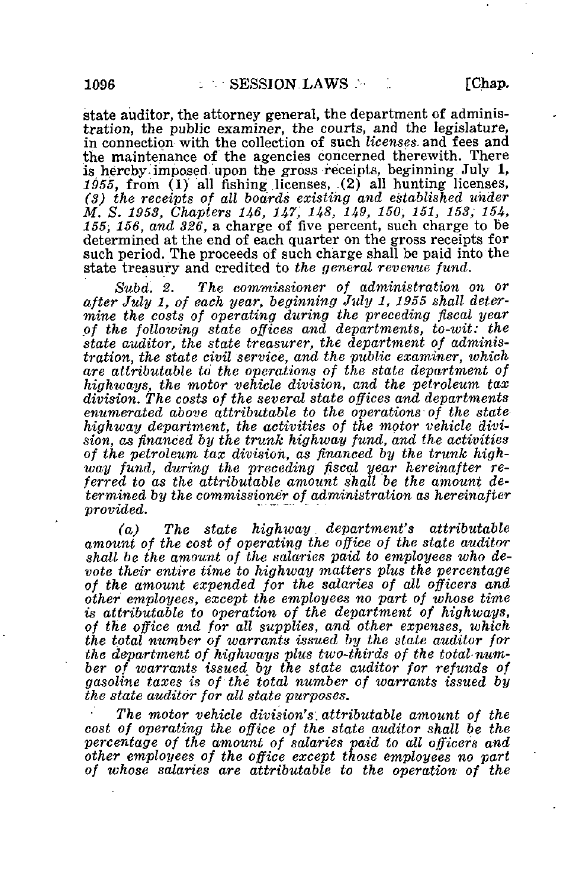state auditor, the attorney general, the department of administration, the public examiner, the courts, and the legislature, in connection with the collection of such *licenses* and fees and the maintenance of the agencies concerned therewith. There is hereby imposed upon the gross receipts, beginning July 1, *1955*, from (1) all fishing licenses, (2) all hunting licenses, *(3) the receipts of all boards existing and established under M. S. 1953, Chapters 146, 147, 148, 149, 150, 151, 153, 154, 155, 156, and 326*, a charge of five percent, such charge to be determined at the end of each quarter on the gross receipts for such period. The proceeds of such charge shall be paid into the state treasury and credited to *the general revenue fund.*

*Subd. 2. The commissioner of administration on or after July 1, of each year, beginning July 1, 1955 shall determine the costs of operating during the preceding fiscal year of the following state offices and departments, to-wit: the state auditor, the state treasurer, the department of administration, the state civil service, and the public examiner, which are attributable to the operations of the state department of highways, the motor vehicle division, and the petroleum tax division. The costs of the several state offices and departments enumerated above attributable to the operations of the state highway department, the activities of the motor vehicle division, as financed by the trunk highway fund, and the activities of the petroleum tax division, as financed by the trunk highway fund, during the preceding fiscal year hereinafter referred to as the attributable amount shall be the amount determined by the commissioner of administration as hereinafter provided.*

*(a) The state highway department's attributable amount of the cost of operating the office of the state auditor shall be the amount of the salaries paid to employees who devote their entire time to highway matters plus the percentage of the amount expended for the salaries of all officers and other employees, except the employees no part of whose time is attributable to operation of the department of highways, of the office and for all supplies, and other expenses, which the total number of warrants issued by the state auditor for the department of highways plus two-thirds of the total number of warrants issued by the state auditor for refunds of gasoline taxes is of the total number of warrants issued by the state auditor for all state purposes.*

*The motor vehicle division's attributable amount of the cost of operating the office of the state auditor shall be the percentage of the amount of salaries paid to all officers and other employees of the office except those employees no part of whose salaries are attributable to the operation of the*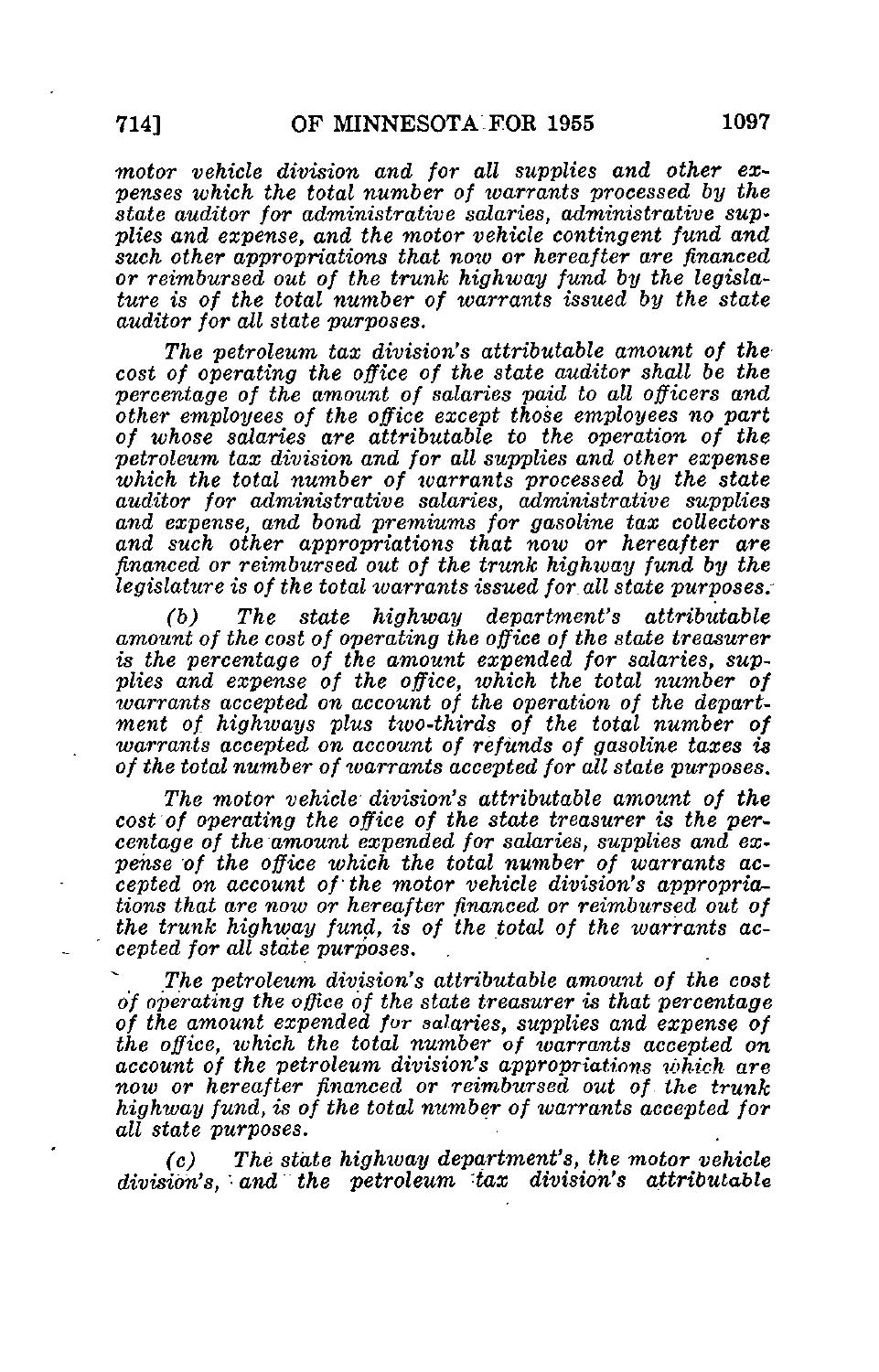*motor vehicle division and for all supplies and other expenses which the total number of warrants processed by the state auditor for administrative salaries, administrative supplies and expense, and the motor vehicle contingent fund and such other appropriations that now or hereafter are financed or reimbursed out of the trunk highway fund by the legislature is of the total number of warrants issued by the state auditor for all state purposes.*

*The petroleum tax division's attributable amount of the cost of operating the office of the state auditor shall be the percentage of the amount of salaries paid to all officers and other employees of the office except those employees no part of whose salaries are attributable to the operation of the petroleum tax division and for all supplies and other expense which the total number of warrants processed by the state auditor for administrative salaries, administrative supplies and expense, and bond premiums for gasoline tax collectors and such other appropriations that now or hereafter are financed or reimbursed out of the trunk highway fund by the legislature is of the total warrants issued for all state purposes.*

*(b) The state highway department's attributable amount of the cost of operating the office of the state treasurer is the percentage of the amount expended for salaries, supplies and expense of the office, which the total number of warrants accepted on account of the operation of the department of highways plus two-thirds of the total number of warrants accepted on account of refunds of gasoline taxes is of the total number of warrants accepted for all state purposes.*

*The motor vehicle division's attributable amount of the cost of operating the office of the state treasurer is the percentage of the amount expended for salaries, supplies and expense of the office which the total number of warrants accepted on account of the motor vehicle division's appropriations that are now or hereafter financed or reimbursed out of the trunk highway fund, is of the total of the warrants accepted for all state purposes.*

*The petroleum division's attributable amount of the cost of operating the office of the state treasurer is that percentage of the amount expended for salaries, supplies and expense of the office, which the total number of warrants accepted on account of the petroleum division's appropriations which are now or hereafter financed or reimbursed out of the trunk highway fund, is of the total number of warrants accepted for all state purposes.*

*(c) The state highway department's, the motor vehicle division's, and the petroleum tax division's attributable*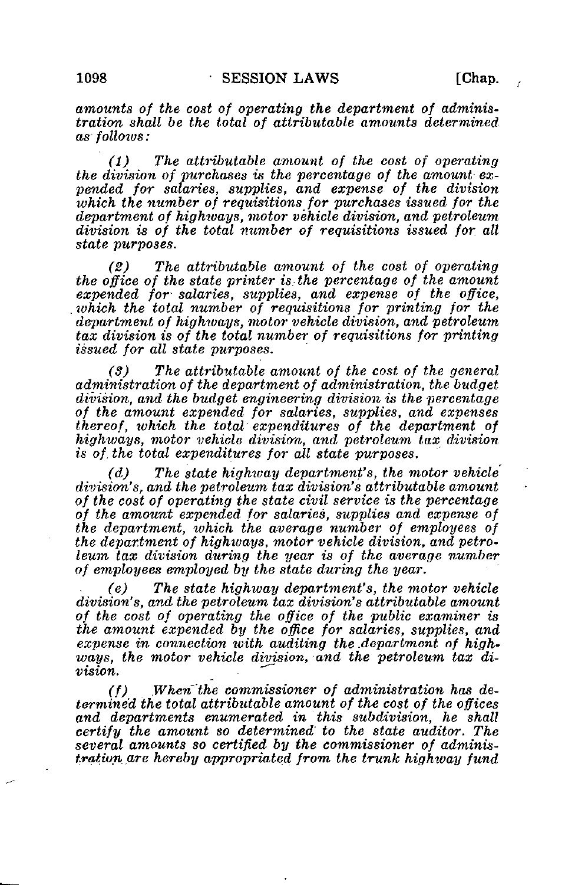*amounts of the cost of operating the department of administration shall be the total of attributable amounts determined as follows:*

*(1) The attributable amount of the cost of operating the division of purchases is the percentage of the amount expended for salaries, supplies, and expense of the division which the number of requisitions for purchases issued for the department of highways, motor vehicle division, and petroleum division is of the total number of requisitions issued for all state purposes.*

*(2) The attributable amount of the cost of operating the office of the state printer is the percentage of the amount expended for salaries, supplies, and expense of the office, which the total number of requisitions for printing for the department of highways, motor vehicle division, and petroleum tax division is of the total number of requisitions for printing issued for all state purposes.*

*(3) The attributable amount of the cost of the general administration of the department of administration, the budget division, and the budget engineering division is the percentage of the amount expended for salaries, supplies, and expenses thereof, which the total expenditures of the department of highways, motor vehicle division, and petroleum tax division is of the total expenditures for all state purposes.*

*(d) The state highway department's, the motor vehicle division's, and the petroleum tax division's attributable amount of the cost of operating the state civil service is the percentage of the amount expended for salaries, supplies and expense of the department, which the average number of employees of the department of highways, motor vehicle division, and petroleum tax division during the year is of the average number of employees employed by the state during the year.*

*(e) The state highway department's, the motor vehicle division's, and the petroleum tax division's attributable amount of the cost of operating the office of the public examiner is the amount expended by the office for salaries, supplies, and expense in connection with auditing the department of highways, the motor vehicle division, and the petroleum tax division.*

*(f) When the commissioner of administration has determined the total attributable amount of the cost of the offices and departments enumerated in this subdivision, he shall certify the amount so determined to the state auditor. The several amounts so certified by the commissioner of administration are hereby appropriated from the trunk highway fund*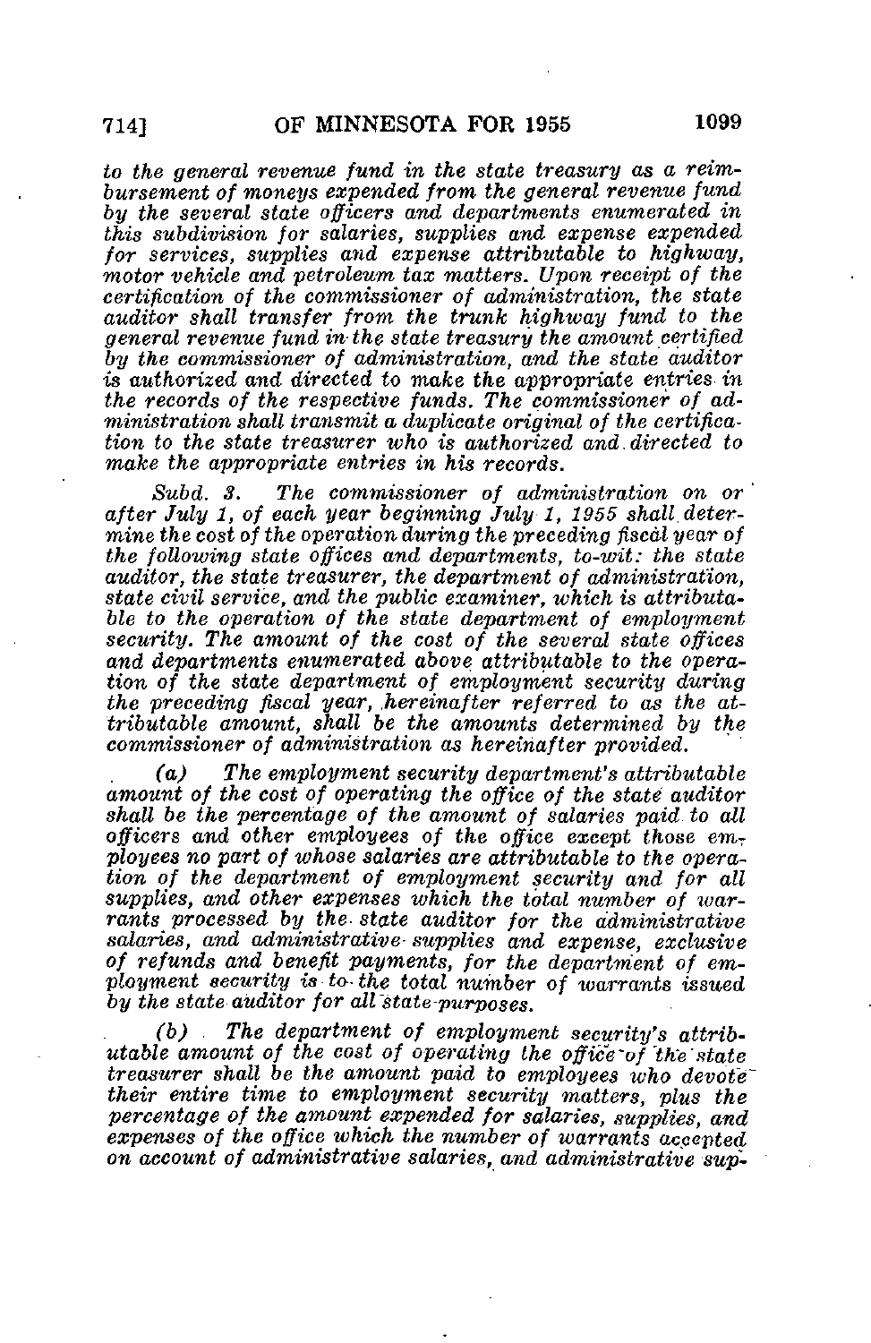*to the general revenue fund in the state treasury as a reimbursement of moneys expended from the general revenue fund by the several state officers and departments enumerated in this subdivision for salaries, supplies and expense expended for services, supplies and expense attributable to highway, motor vehicle and petroleum tax matters. Upon receipt of the certification of the commissioner of administration, the state auditor shall transfer from the trunk highway fund to the general revenue fund in the state treasury the amount certified by the commissioner of administration, and the state auditor is authorized and directed to make the appropriate entries in the records of the respective funds. The commissioner of administration shall transmit a duplicate original of the certification to the state treasurer who is authorized and directed to make the appropriate entries in his records.*

*Subd. 3. The commissioner of administration on or after July 1, of each year beginning July 1, 1955 shall determine the cost of the operation during the preceding fiscal year of the following state offices and departments, to-wit: the state auditor, the state treasurer, the department of administration, state civil service, and the public examiner, which is attributable to the operation of the state department of employment security. The amount of the cost of the several state offices and departments enumerated above attributable to the operation of the state department of employment security during the preceding fiscal year, hereinafter referred to as the attributable amount, shall be the amounts determined by the commissioner of administration as hereinafter provided.*

*(a) The employment security department's attributable amount of the cost of operating the office of the state auditor shall be the percentage of the amount of salaries paid to all officers and other employees of the office except those employees no part of whose salaries are attributable to the operation of the department of employment security and for all supplies, and other expenses which the total number of warrants processed by the state auditor for the administrative salaries, and administrative supplies and expense, exclusive of refunds and benefit payments, for the department of employment security is to the total number of warrants issued by the state auditor for all state purposes.*

*(b) The department of employment security's attributable amount of the cost of operating the office of the state treasurer shall be the amount paid to employees who devote their entire time to employment security matters, plus the percentage of the amount expended for salaries, supplies, and expenses of the office which the number of warrants accepted on account of administrative salaries, and administrative sup-*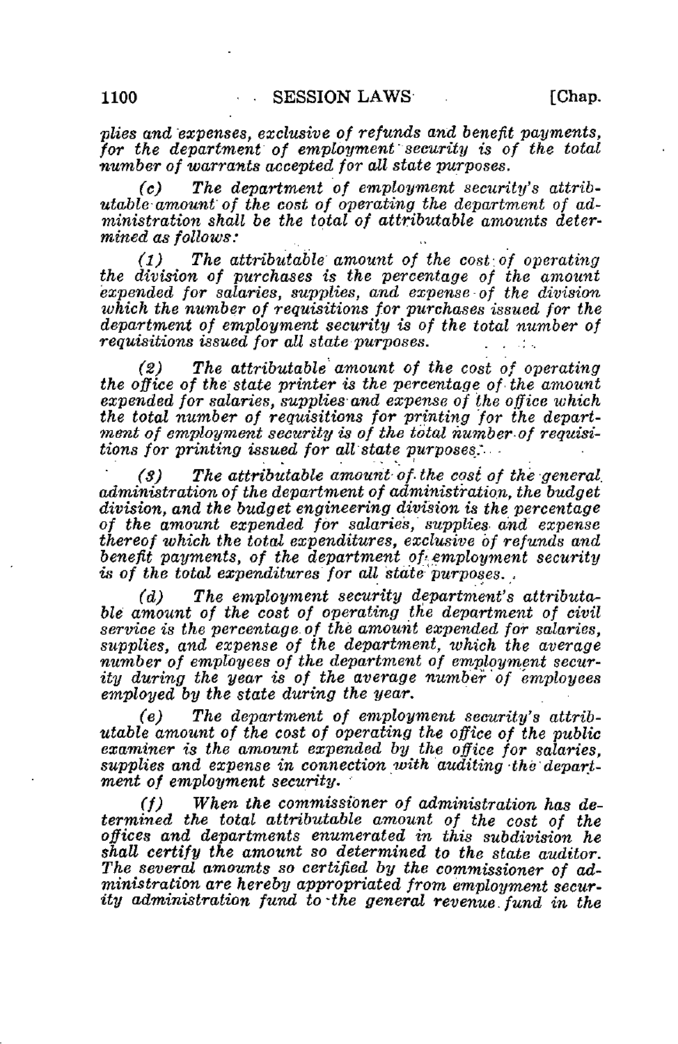*plies and expenses, exclusive of refunds and benefit payments, for the department of employment security is of the total number of warrants accepted for all state purposes.*

*(c) The department of employment security's attributable amount of the cost of operating the department of administration shall be the total of attributable amounts determined as follows:*

*(1) The attributable amount of the cost of operating the division of purchases is the percentage of the amount expended for salaries, supplies, and expense of the division which the number of requisitions for purchases issued for the department of employment security is of the total number of requisitions issued for all state purposes.*

*(2) The attributable amount of the cost of operating the office of the state printer is the percentage of the amount expended for salaries, supplies and expense of the office which the total number of requisitions for printing for the department of employment security is of the total number of requisitions for printing issued for all state purposes.*

*(3) The attributable amount of the cost of the general administration of the department of administration, the budget division, and the budget engineering division is the percentage of the amount expended for salaries, supplies and expense thereof which the total expenditures, exclusive of refunds and benefit payments, of the department of employment security is of the total expenditures for all state purposes.*

*(d) The employment security department's attributable amount of the cost of operating the department of civil service is the percentage of the amount expended for salaries, supplies, and expense of the department, which the average number of employees of the department of employment security during the year is of the average number of employees employed by the state during the year.*

*(e) The department of employment security's attributable amount of the cost of operating the office of the public examiner is the amount expended by the office for salaries, supplies and expense in connection with auditing the department of employment security.*

*(f) When the commissioner of administration has determined the total attributable amount of the cost of the offices and departments enumerated in this subdivision he shall certify the amount so determined to the state auditor. The several amounts so certified by the commissioner of administration are hereby appropriated from employment security administration fund to the general revenue fund in the*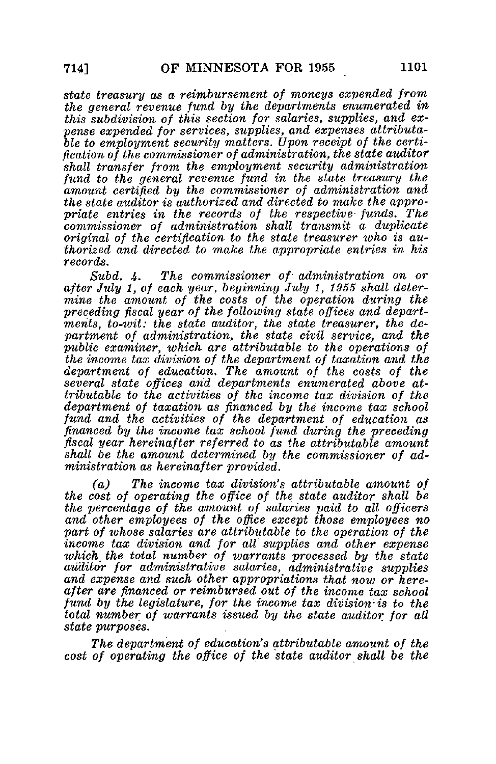*state treasury as a reimbursement of moneys expended from the general revenue fund by the departments enumerated in this subdivision of this section for salaries, supplies, and expense expended for services, supplies, and expenses attributable to employment security matters. Upon receipt of the certification of the commissioner of administration, the state auditor shall transfer from the employment security administration fund to the general revenue fund in the state treasury the amount certified by the commissioner of administration and the state auditor is authorized and directed to make the appropriate entries in the records of the respective funds. The commissioner of administration shall transmit a duplicate original of the certification to the state treasurer who is authorized and directed to make the appropriate entries in his records.*

*Subd. 4. The commissioner of administration on or after July 1, of each year, beginning July 1, 1955 shall determine the amount of the costs of the operation during the preceding fiscal year of the following state offices and departments, to-wit: the state auditor, the state treasurer, the department of administration, the state civil service, and the public examiner, which are attributable to the operations of the income tax division of the department of taxation and the department of education. The amount of the costs of the several state offices and departments enumerated above attributable to the activities of the income tax division of the department of taxation as financed by the income tax school fund and the activities of the department of education as financed by the income tax school fund during the preceding fiscal year hereinafter referred to as the attributable amount shall be the amount determined by the commissioner of administration as hereinafter provided.*

*(a) The income tax division's attributable amount of the cost of operating the office of the state auditor shall be the percentage of the amount of salaries paid to all officers and other employees of the office except those employees no part of whose salaries are attributable to the operation of the income tax division and for all supplies and other expense which the total number of warrants processed by the state auditor for administrative salaries, administrative supplies and expense and such other appropriations that now or hereafter are financed or reimbursed out of the income tax school fund by the legislature, for the income tax division is to the total number of warrants issued by the state auditor for all state purposes.*

*The department of education's attributable amount of the cost of operating the office of the state auditor shall be the*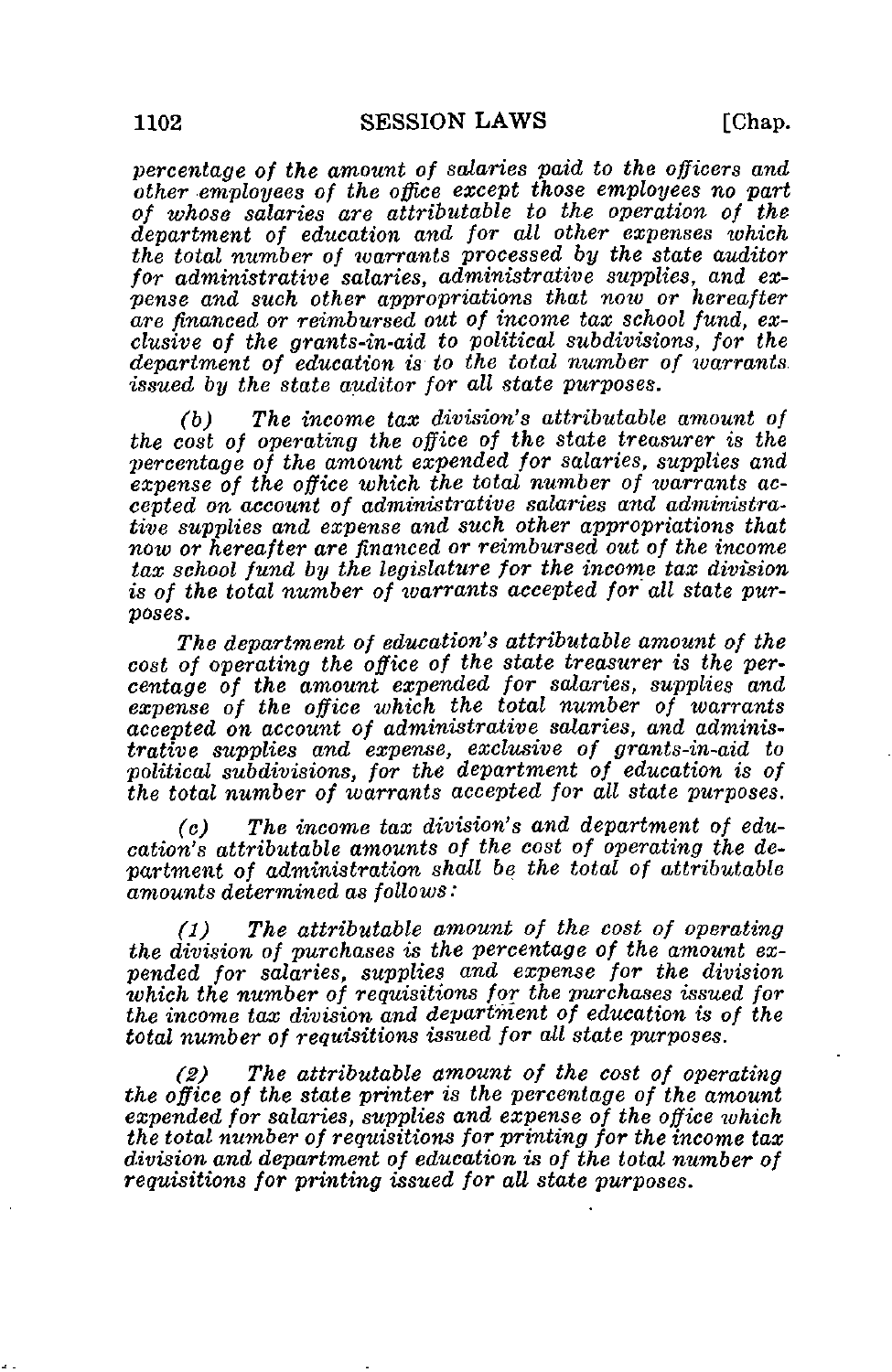*percentage of the amount of salaries paid to the officers and other employees of the office except those employees no part of whose salaries are attributable to the operation of the department of education and for all other expenses which the total number of warrants processed by the state auditor for administrative salaries, administrative supplies, and expense and such other appropriations that now or hereafter are financed or reimbursed out of income tax school fund, exclusive of the grants-in-aid to political subdivisions, for the department of education is to the total number of warrants issued by the state auditor for all state purposes.*

*(b) The income tax division's attributable amount of the cost of operating the office of the state treasurer is the percentage of the amount expended for salaries, supplies and expense of the office which the total number of warrants accepted on account of administrative salaries and administrative supplies and expense and such other appropriations that now or hereafter are financed or reimbursed out of the income tax school fund by the legislature for the income tax division is of the total number of warrants accepted for all state purposes.*

*The department of education's attributable amount of the cost of operating the office of the state treasurer is the percentage of the amount expended for salaries, supplies and expense of the office which the total number of warrants accepted on account of administrative salaries, and administrative supplies and expense, exclusive of grants-in-aid to political subdivisions, for the department of education is of the total number of warrants accepted for all state purposes.*

*(c) The income tax division's and department of education's attributable amounts of the cost of operating the department of administration shall be the total of attributable amounts determined as follows:*

*(1) The attributable amount of the cost of operating the division of purchases is the percentage of the amount expended for salaries, supplies and expense for the division which the number of requisitions for the purchases issued for the income tax division and department of education is of the total number of requisitions issued for all state purposes.*

*(2) The attributable amount of the cost of operating the office of the state printer is the percentage of the amount expended for salaries, supplies and expense of the office which the total number of requisitions for printing for the income tax division and department of education is of the total number of requisitions for printing issued for all state purposes.*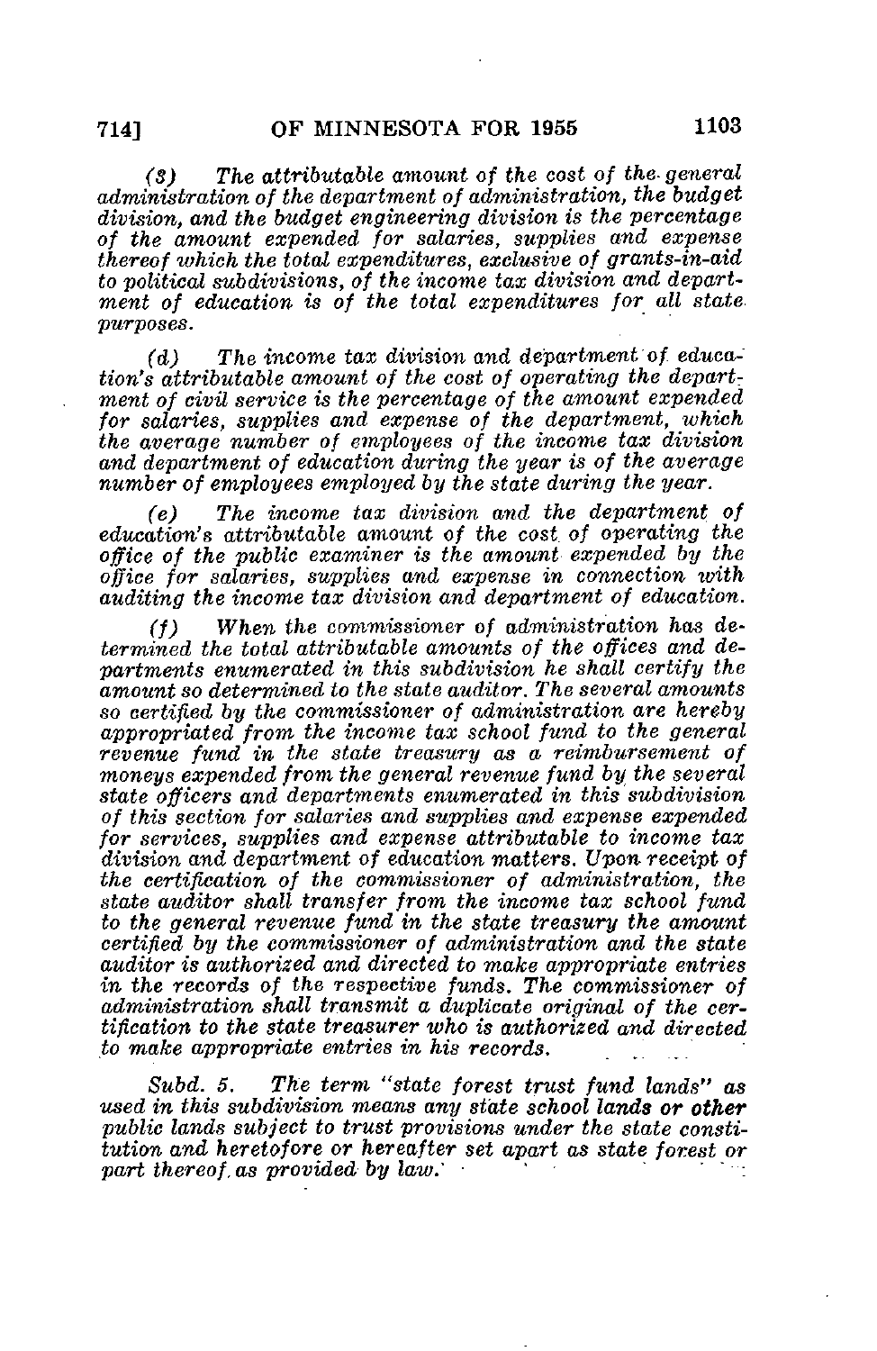*(c) The attributable amount of the cost of the general administration of the department of administration, the budget division, and the budget engineering division is the percentage of the amount expended for salaries, supplies and expense thereof which the total expenditures, exclusive of grants-in-aid to political subdivisions, of the income tax division and department of education is of the total expenditures for all state purposes.*

*(d) The income tax division and department of education's attributable amount of the cost of operating the department of civil service is the percentage of the amount expended for salaries, supplies and expense of the department, which the average number of employees of the income tax division and department of education during the year is of the average number of employees employed by the state during the year.*

*(e) The income tax division and the department of education's attributable amount of the cost of operating the office of the public examiner is the amount expended by the office for salaries, supplies and expense in connection with auditing the income tax division and department of education.*

*(f) When the commissioner of administration has determined the total attributable amounts of the offices and departments enumerated in this subdivision he shall certify the amount so determined to the state auditor. The several amounts so certified by the commissioner of administration are hereby appropriated from the income tax school fund to the general revenue fund in the state treasury as a reimbursement of moneys expended from the general revenue fund by the several state officers and departments enumerated in this subdivision of this section for salaries and supplies and expense expended for services, supplies and expense attributable to income tax division and department of education matters. Upon receipt of the certification of the commissioner of administration, the state auditor shall transfer from the income tax school fund to the general revenue fund in the state treasury the amount certified by the commissioner of administration and the state auditor is authorized and directed to make appropriate entries in the records of the respective funds. The commissioner of administration shall transmit a duplicate original of the certification to the state treasurer who is authorized and directed to make appropriate entries in his records.*

*Subd. 5. The term "state forest trust fund lands" as used in this subdivision means any state school lands* **or other** *public lands subject to trust provisions under the state constitution and heretofore or hereafter set apart as state forest or part thereof as provided by law.*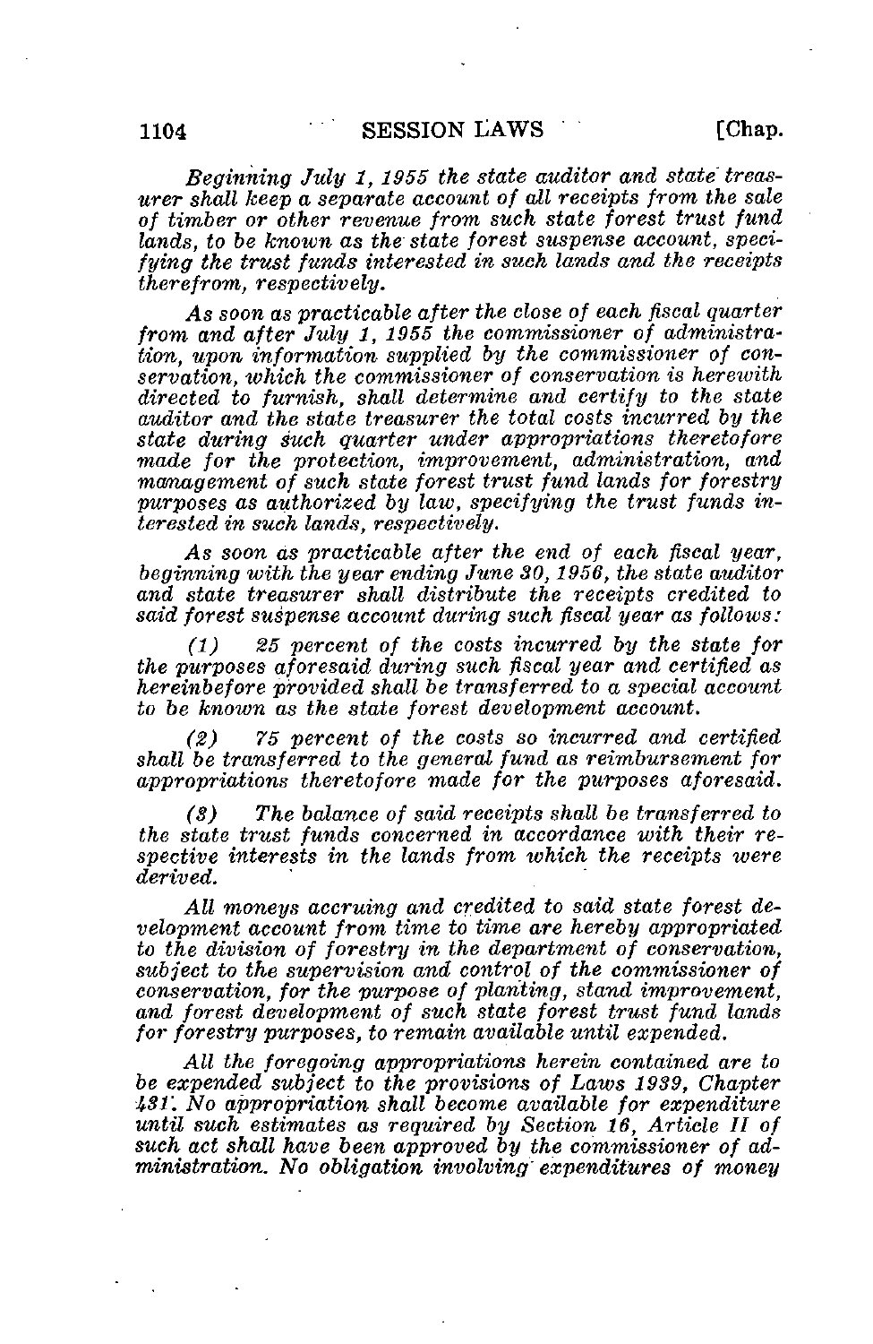*Beginning July 1, 1955 the state auditor and state treasurer shall keep a separate account of all receipts from the sale of timber or other revenue from such state forest trust fund lands, to be known as the state forest suspense account, specifying the trust funds interested in such lands and the receipts therefrom, respectively.*

*As soon as practicable after the close of each fiscal quarter from and after July 1, 1955 the commissioner of administration, upon information supplied by the commissioner of conservation, which the commissioner of conservation is herewith directed to furnish, shall determine and certify to the state auditor and the state treasurer the total costs incurred by the state during such quarter under appropriations theretofore made for the protection, improvement, administration, and management of such state forest trust fund lands for forestry purposes as authorized by law, specifying the trust funds interested in such lands, respectively.*

*As soon as practicable after the end of each fiscal year, beginning with the year ending June 30, 1956, the state auditor and state treasurer shall distribute the receipts credited to said forest suspense account during such fiscal year as follows:*

*(1) 25 percent of the costs incurred by the state for the purposes aforesaid during such fiscal year and certified as hereinbefore provided shall be transferred to a special account to be known as the state forest development account.*

*(2) 75 percent of the costs so incurred and certified shall be transferred to the general fund as reimbursement for appropriations theretofore made for the purposes aforesaid.*

*(3) The balance of said receipts shall be transferred to the state trust funds concerned in accordance with their respective interests in the lands from which the receipts were derived.*

*All moneys accruing and credited to said state forest development account from time to time are hereby appropriated to the division of forestry in the department of conservation, subject to the supervision and control of the commissioner of conservation, for the purpose of planting, stand improvement, and forest development of such state forest trust fund lands for forestry purposes, to remain available until expended.*

*All the foregoing appropriations herein contained are to be expended subject to the provisions of Laws 1939, Chapter 431. No appropriation shall become available for expenditure until such estimates as required by Section 16, Article II of such act shall have been approved by the commissioner of administration. No obligation involving expenditures of money*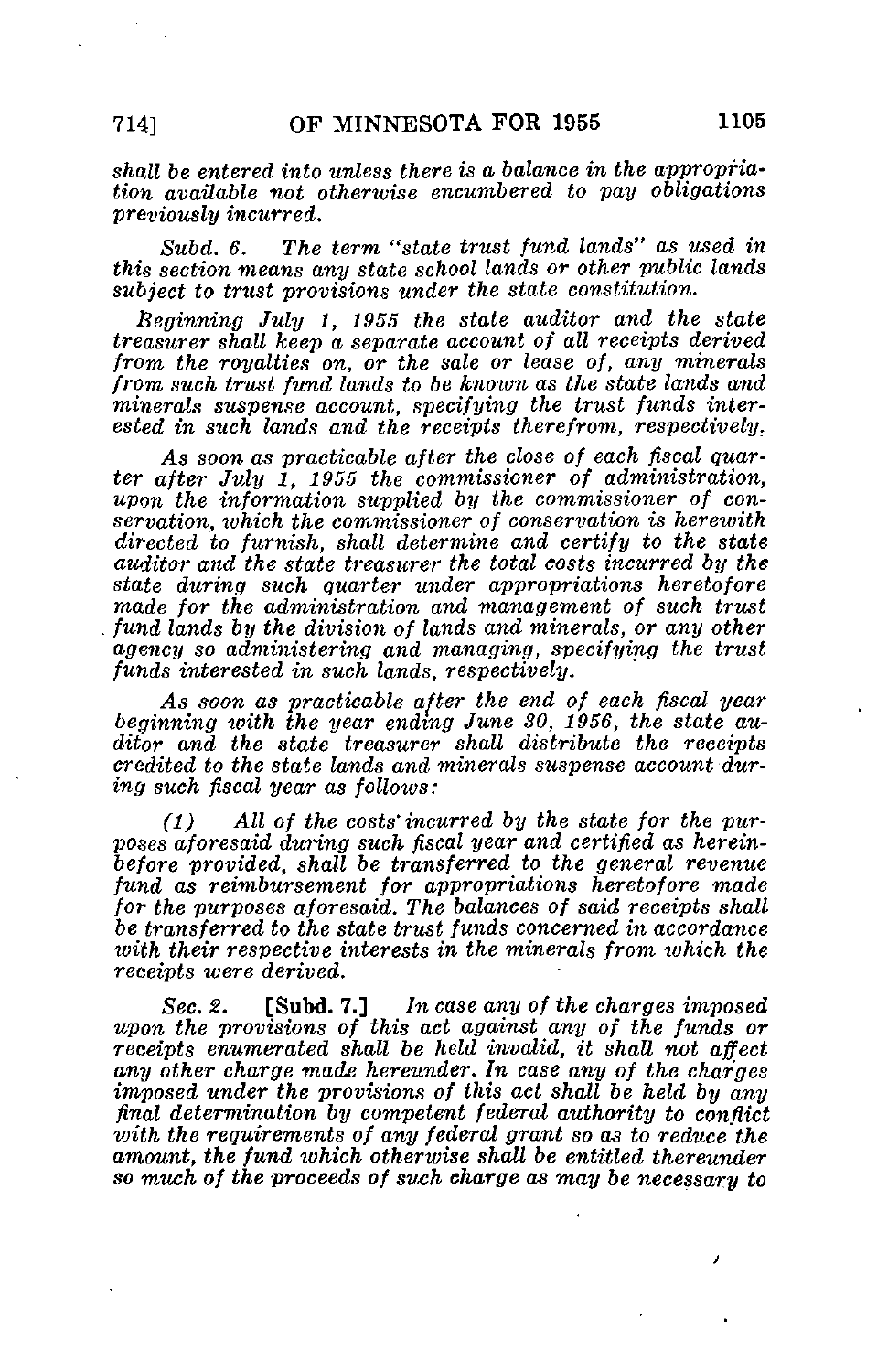*shall be entered into unless there is a balance in the appropriation available not otherwise encumbered to pay obligations previously incurred.*

*Subd. 6. The term "state trust fund lands" as used in this section means any state school lands or other public lands subject to trust provisions under the state constitution.*

*Beginning July 1, 1955 the state auditor and the state treasurer shall keep a separate account of all receipts derived from the royalties on, or the sale or lease of, any minerals from such trust fund lands to be known as the state lands and minerals suspense account, specifying the trust funds interested in such lands and the receipts therefrom, respectively.*

*As soon as practicable after the close of each fiscal quarter after July 1, 1955 the commissioner of administration, upon the information supplied by the commissioner of conservation, which the commissioner of conservation is herewith directed to furnish, shall determine and certify to the state auditor and the state treasurer the total costs incurred by the state during such quarter under appropriations heretofore made for the administration and management of such trust fund lands by the division of lands and minerals, or any other agency so administering and managing, specifying the trust funds interested in such lands, respectively.*

*As soon as practicable after the end of each fiscal year beginning with the year ending June 30, 1956, the state auditor and the state treasurer shall distribute the receipts credited to the state lands and minerals suspense account during such fiscal year as follows:*

*(1) All of the costs incurred by the state for the purposes aforesaid during such fiscal year and certified as hereinbefore provided, shall be transferred to the general revenue fund as reimbursement for appropriations heretofore made for the purposes aforesaid. The balances of said receipts shall be transferred to the state trust funds concerned in accordance with their respective interests in the minerals from which the receipts were derived.*

*Sec. 2.* **[Subd. 7.]** *In case any of the charges imposed upon the provisions of this act against any of the funds or receipts enumerated shall be held invalid, it shall not affect any other charge made hereunder. In case any of the charges imposed under the provisions of this act shall be held by any final determination by competent federal authority to conflict with the requirements of any federal grant so as to reduce the amount, the fund which otherwise shall be entitled thereunder so much of the proceeds of such charge as may be necessary to*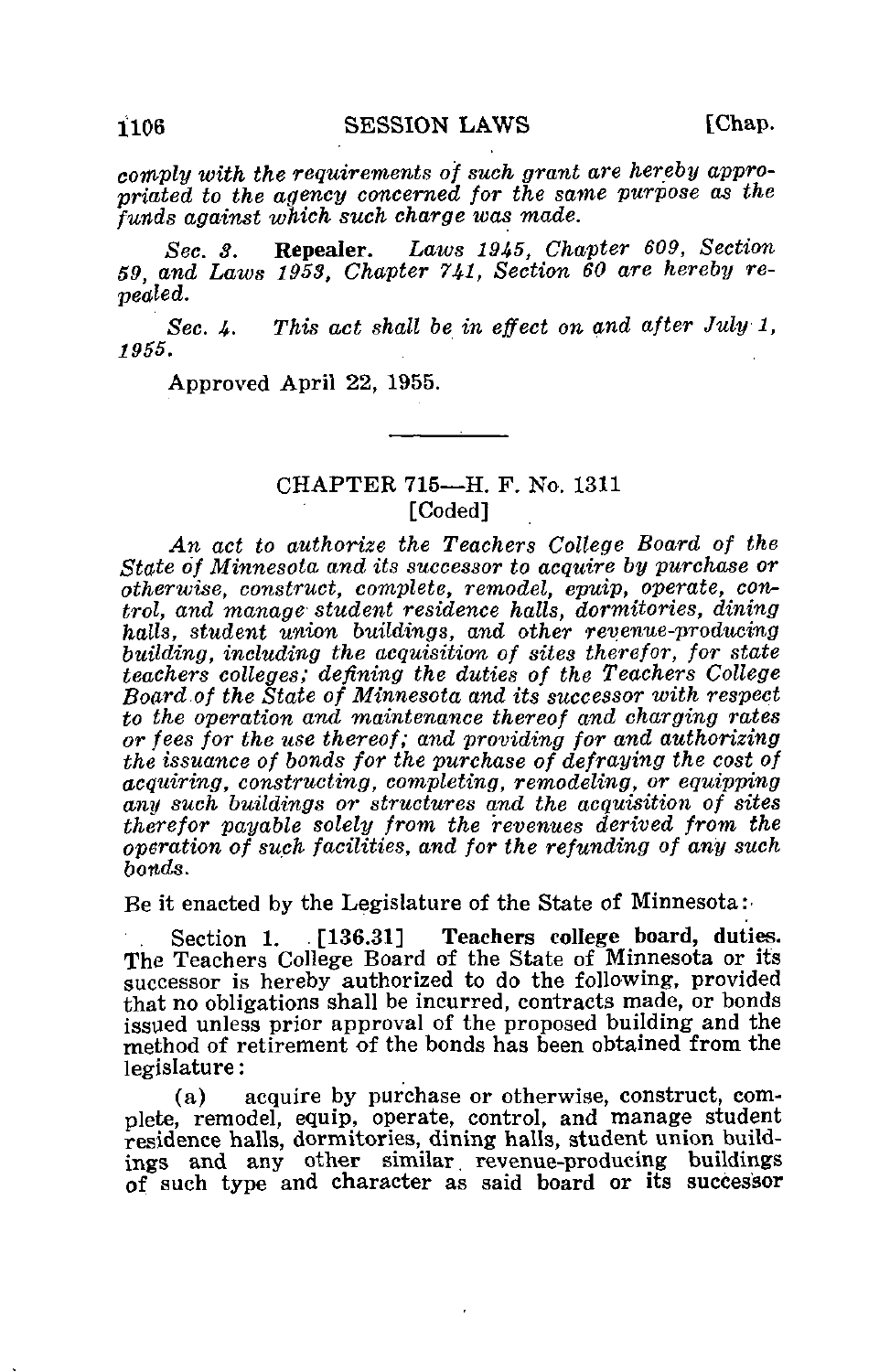*comply with the requirements of such grant are hereby appropriated to the agency concerned for the same purpose as the funds against which such charge was made.*

*Sec. 3.* **Repealer.** *Laws 1945, Chapter 609, Section 59, and Laws 1953, Chapter 741, Section 60 are hereby repealed.*

*Sec. 4. This act shall be in effect on and after July 1, 1955.*

Approved April 22, 1955.

---

## CHAPTER 715—H. F. No. 1311
### [Coded]

*An act to authorize the Teachers College Board of the State of Minnesota and its successor to acquire by purchase or otherwise, construct, complete, remodel, epuip, operate, control, and manage student residence halls, dormitories, dining halls, student union buildings, and other revenue-producing building, including the acquisition of sites therefor, for state teachers colleges; defining the duties of the Teachers College Board of the State of Minnesota and its successor with respect to the operation and maintenance thereof and charging rates or fees for the use thereof; and providing for and authorizing the issuance of bonds for the purchase of defraying the cost of acquiring, constructing, completing, remodeling, or equipping any such buildings or structures and the acquisition of sites therefor payable solely from the revenues derived from the operation of such facilities, and for the refunding of any such bonds.*

Be it enacted by the Legislature of the State of Minnesota:

Section 1. [136.31] **Teachers college board, duties.** The Teachers College Board of the State of Minnesota or its successor is hereby authorized to do the following, provided that no obligations shall be incurred, contracts made, or bonds issued unless prior approval of the proposed building and the method of retirement of the bonds has been obtained from the legislature:

(a) acquire by purchase or otherwise, construct, complete, remodel, equip, operate, control, and manage student residence halls, dormitories, dining halls, student union buildings and any other similar revenue-producing buildings of such type and character as said board or its successor